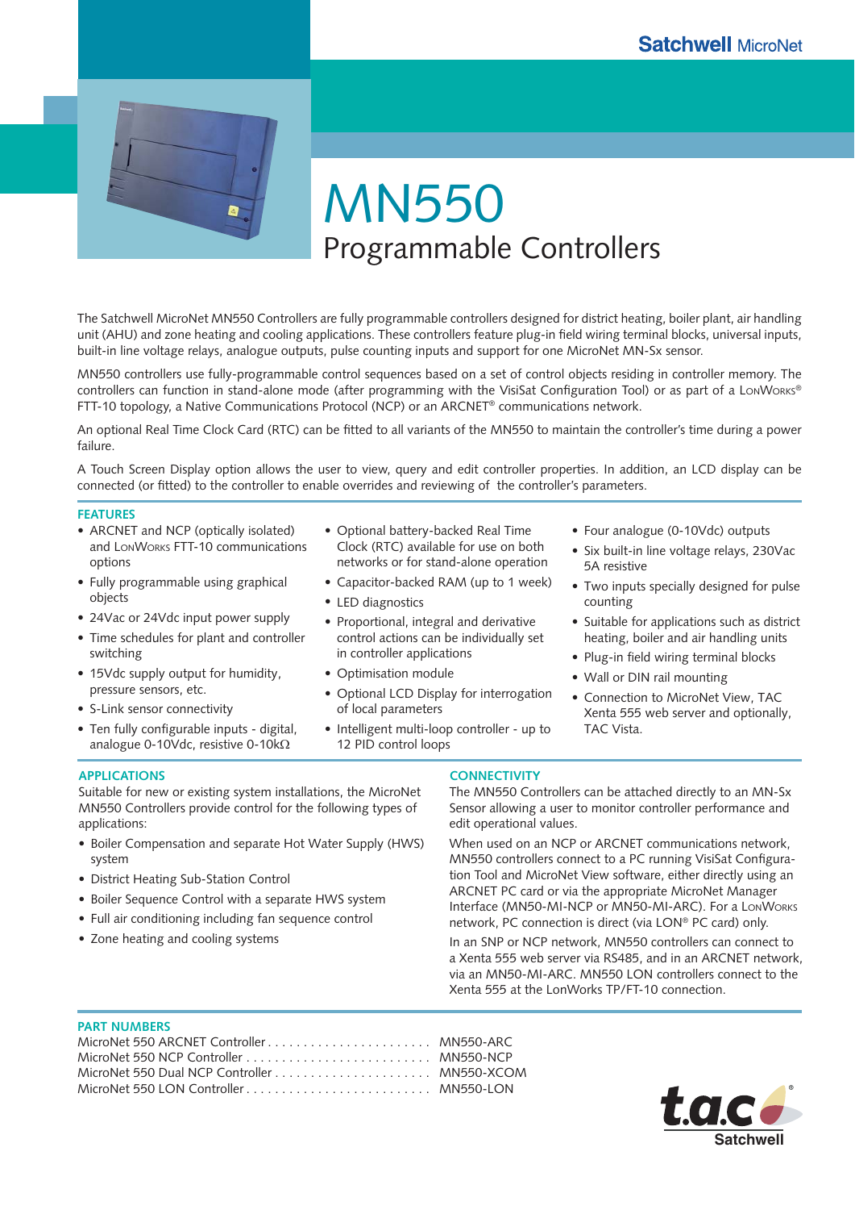Satchwell MicroNet

# MN550

## Programmable Controllers

The Satchwell MicroNet MN550 Controllers are fully programmable controllers designed for district heating, boiler plant, air handling unit (AHU) and zone heating and cooling applications. These controllers feature plug-in field wiring terminal blocks, universal inputs, built-in line voltage relays, analogue outputs, pulse counting inputs and support for one MicroNet MN-Sx sensor.

MN550 controllers use fully-programmable control sequences based on a set of control objects residing in controller memory. The controllers can function in stand-alone mode (after programming with the VisiSat Configuration Tool) or as part of a LonWorks® FTT-10 topology, a Native Communications Protocol (NCP) or an ARCNET® communications network.

An optional Real Time Clock Card (RTC) can be fitted to all variants of the MN550 to maintain the controller's time during a power failure.

A Touch Screen Display option allows the user to view, query and edit controller properties. In addition, an LCD display can be connected (or fitted) to the controller to enable overrides and reviewing of the controller's parameters.

### FEATURES

- ARCNET and NCP (optically isolated) and LonWorks FTT-10 communications options
- Fully programmable using graphical objects
- 24Vac or 24Vdc input power supply
- Time schedules for plant and controller switching
- 15Vdc supply output for humidity, pressure sensors, etc.
- S-Link sensor connectivity
- Ten fully configurable inputs - digital, analogue 0-10Vdc, resistive 0-10kΩ
- Optional battery-backed Real Time Clock (RTC) available for use on both networks or for stand-alone operation
- Capacitor-backed RAM (up to 1 week)
- LED diagnostics
- Proportional, integral and derivative control actions can be individually set in controller applications
- Optimisation module
- Optional LCD Display for interrogation of local parameters
- Intelligent multi-loop controller - up to 12 PID control loops
- Four analogue (0-10Vdc) outputs
- Six built-in line voltage relays, 230Vac 5A resistive
- Two inputs specially designed for pulse counting
- Suitable for applications such as district heating, boiler and air handling units
- Plug-in field wiring terminal blocks
- Wall or DIN rail mounting
- Connection to MicroNet View, TAC Xenta 555 web server and optionally, TAC Vista.

### APPLICATIONS

Suitable for new or existing system installations, the MicroNet MN550 Controllers provide control for the following types of applications:

- Boiler Compensation and separate Hot Water Supply (HWS) system
- District Heating Sub-Station Control
- Boiler Sequence Control with a separate HWS system
- Full air conditioning including fan sequence control
- Zone heating and cooling systems

### CONNECTIVITY

The MN550 Controllers can be attached directly to an MN-Sx Sensor allowing a user to monitor controller performance and edit operational values.

When used on an NCP or ARCNET communications network, MN550 controllers connect to a PC running VisiSat Configuration Tool and MicroNet View software, either directly using an ARCNET PC card or via the appropriate MicroNet Manager Interface (MN50-MI-NCP or MN50-MI-ARC). For a LonWorks network, PC connection is direct (via LON® PC card) only.

In an SNP or NCP network, MN550 controllers can connect to a Xenta 555 web server via RS485, and in an ARCNET network, via an MN50-MI-ARC. MN550 LON controllers connect to the Xenta 555 at the LonWorks TP/FT-10 connection.

### PART NUMBERS

| Description | Part Number |
|---|---|
| MicroNet 550 ARCNET Controller | MN550-ARC |
| MicroNet 550 NCP Controller | MN550-NCP |
| MicroNet 550 Dual NCP Controller | MN550-XCOM |
| MicroNet 550 LON Controller | MN550-LON |

t.a.c Satchwell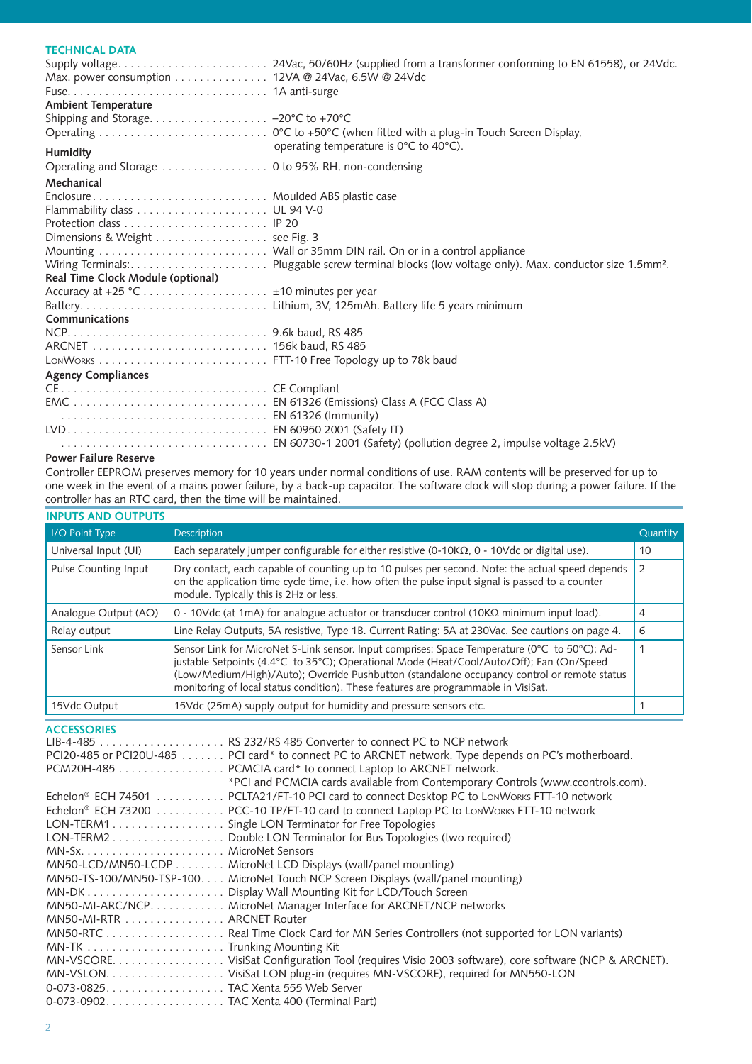## TECHNICAL DATA

Supply voltage. . . . . . . . . . . . . . . . . . . . . . . . . 24Vac, 50/60Hz (supplied from a transformer conforming to EN 61558), or 24Vdc.
Max. power consumption . . . . . . . . . . . . . . . 12VA @ 24Vac, 6.5W @ 24Vdc
Fuse. . . . . . . . . . . . . . . . . . . . . . . . . . . . . . . . . 1A anti-surge

**Ambient Temperature**

Shipping and Storage. . . . . . . . . . . . . . . . . . . –20°C to +70°C
Operating . . . . . . . . . . . . . . . . . . . . . . . . . . . 0°C to +50°C (when fitted with a plug-in Touch Screen Display, operating temperature is 0°C to 40°C).

**Humidity**

Operating and Storage . . . . . . . . . . . . . . . . . 0 to 95% RH, non-condensing

**Mechanical**

Enclosure. . . . . . . . . . . . . . . . . . . . . . . . . . . . Moulded ABS plastic case
Flammability class . . . . . . . . . . . . . . . . . . . . . UL 94 V-0
Protection class . . . . . . . . . . . . . . . . . . . . . . . IP 20
Dimensions & Weight . . . . . . . . . . . . . . . . . . see Fig. 3
Mounting . . . . . . . . . . . . . . . . . . . . . . . . . . . Wall or 35mm DIN rail. On or in a control appliance
Wiring Terminals:. . . . . . . . . . . . . . . . . . . . . . . Pluggable screw terminal blocks (low voltage only). Max. conductor size 1.5mm².

**Real Time Clock Module (optional)**

Accuracy at +25 °C . . . . . . . . . . . . . . . . . . . . ±10 minutes per year
Battery. . . . . . . . . . . . . . . . . . . . . . . . . . . . . . Lithium, 3V, 125mAh. Battery life 5 years minimum

**Communications**

NCP. . . . . . . . . . . . . . . . . . . . . . . . . . . . . . . . 9.6k baud, RS 485
ARCNET . . . . . . . . . . . . . . . . . . . . . . . . . . . . 156k baud, RS 485
LonWorks . . . . . . . . . . . . . . . . . . . . . . . . . . . FTT-10 Free Topology up to 78k baud

**Agency Compliances**

CE . . . . . . . . . . . . . . . . . . . . . . . . . . . . . . . . . CE Compliant
EMC . . . . . . . . . . . . . . . . . . . . . . . . . . . . . . . EN 61326 (Emissions) Class A (FCC Class A)
. . . . . . . . . . . . . . . . . . . . . . . . . . . . . . . . . . . EN 61326 (Immunity)
LVD. . . . . . . . . . . . . . . . . . . . . . . . . . . . . . . . EN 60950 2001 (Safety IT)
. . . . . . . . . . . . . . . . . . . . . . . . . . . . . . . . . . . EN 60730-1 2001 (Safety) (pollution degree 2, impulse voltage 2.5kV)

**Power Failure Reserve**

Controller EEPROM preserves memory for 10 years under normal conditions of use. RAM contents will be preserved for up to one week in the event of a mains power failure, by a back-up capacitor. The software clock will stop during a power failure. If the controller has an RTC card, then the time will be maintained.

## INPUTS AND OUTPUTS

| I/O Point Type | Description | Quantity |
|---|---|---|
| Universal Input (UI) | Each separately jumper configurable for either resistive (0-10KΩ, 0 - 10Vdc or digital use). | 10 |
| Pulse Counting Input | Dry contact, each capable of counting up to 10 pulses per second. Note: the actual speed depends on the application time cycle time, i.e. how often the pulse input signal is passed to a counter module. Typically this is 2Hz or less. | 2 |
| Analogue Output (AO) | 0 - 10Vdc (at 1mA) for analogue actuator or transducer control (10KΩ minimum input load). | 4 |
| Relay output | Line Relay Outputs, 5A resistive, Type 1B. Current Rating: 5A at 230Vac. See cautions on page 4. | 6 |
| Sensor Link | Sensor Link for MicroNet S-Link sensor. Input comprises: Space Temperature (0°C to 50°C); Adjustable Setpoints (4.4°C to 35°C); Operational Mode (Heat/Cool/Auto/Off); Fan (On/Speed (Low/Medium/High)/Auto); Override Pushbutton (standalone occupancy control or remote status monitoring of local status condition). These features are programmable in VisiSat. | 1 |
| 15Vdc Output | 15Vdc (25mA) supply output for humidity and pressure sensors etc. | 1 |

## ACCESSORIES

LIB-4-485 . . . . . . . . . . . . . . . . . . . . RS 232/RS 485 Converter to connect PC to NCP network
PCI20-485 or PCI20U-485 . . . . . . . PCI card* to connect PC to ARCNET network. Type depends on PC's motherboard.
PCM20H-485 . . . . . . . . . . . . . . . . . PCMCIA card* to connect Laptop to ARCNET network.
*PCI and PCMCIA cards available from Contemporary Controls (www.ccontrols.com).
Echelon® ECH 74501 . . . . . . . . . . . PCLTA21/FT-10 PCI card to connect Desktop PC to LonWorks FTT-10 network
Echelon® ECH 73200 . . . . . . . . . . . PCC-10 TP/FT-10 card to connect Laptop PC to LonWorks FTT-10 network
LON-TERM1 . . . . . . . . . . . . . . . . . . Single LON Terminator for Free Topologies
LON-TERM2 . . . . . . . . . . . . . . . . . . Double LON Terminator for Bus Topologies (two required)
MN-Sx. . . . . . . . . . . . . . . . . . . . . . . MicroNet Sensors
MN50-LCD/MN50-LCDP . . . . . . . . MicroNet LCD Displays (wall/panel mounting)
MN50-TS-100/MN50-TSP-100. . . . MicroNet Touch NCP Screen Displays (wall/panel mounting)
MN-DK . . . . . . . . . . . . . . . . . . . . . Display Wall Mounting Kit for LCD/Touch Screen
MN50-MI-ARC/NCP. . . . . . . . . . . . MicroNet Manager Interface for ARCNET/NCP networks
MN50-MI-RTR . . . . . . . . . . . . . . . . ARCNET Router
MN50-RTC . . . . . . . . . . . . . . . . . . . Real Time Clock Card for MN Series Controllers (not supported for LON variants)
MN-TK . . . . . . . . . . . . . . . . . . . . . Trunking Mounting Kit
MN-VSCORE. . . . . . . . . . . . . . . . . . VisiSat Configuration Tool (requires Visio 2003 software), core software (NCP & ARCNET).
MN-VSLON. . . . . . . . . . . . . . . . . . . VisiSat LON plug-in (requires MN-VSCORE), required for MN550-LON
0-073-0825. . . . . . . . . . . . . . . . . . . TAC Xenta 555 Web Server
0-073-0902. . . . . . . . . . . . . . . . . . . TAC Xenta 400 (Terminal Part)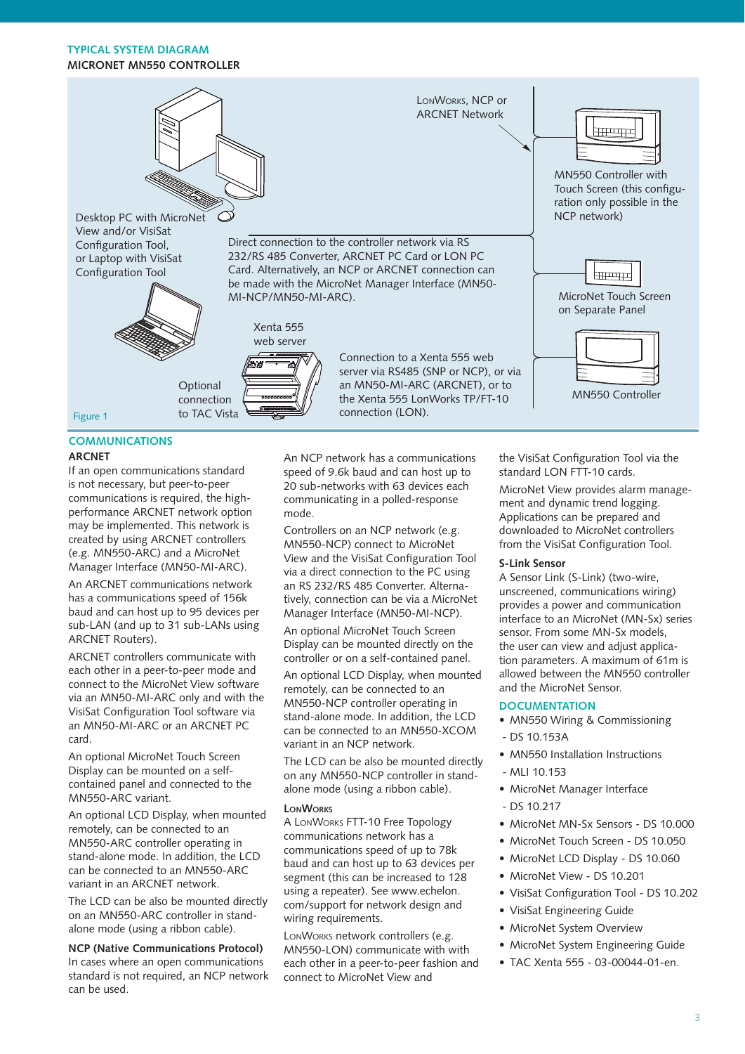## TYPICAL SYSTEM DIAGRAM

**MICRONET MN550 CONTROLLER**

LonWorks, NCP or ARCNET Network

MN550 Controller with Touch Screen (this configuration only possible in the NCP network)

Desktop PC with MicroNet View and/or VisiSat Configuration Tool, or Laptop with VisiSat Configuration Tool

Direct connection to the controller network via RS 232/RS 485 Converter, ARCNET PC Card or LON PC Card. Alternatively, an NCP or ARCNET connection can be made with the MicroNet Manager Interface (MN50-MI-NCP/MN50-MI-ARC).

MicroNet Touch Screen on Separate Panel

Xenta 555 web server

Connection to a Xenta 555 web server via RS485 (SNP or NCP), or via an MN50-MI-ARC (ARCNET), or to the Xenta 555 LonWorks TP/FT-10 connection (LON).

Optional connection to TAC Vista

MN550 Controller

Figure 1

## COMMUNICATIONS

### ARCNET

If an open communications standard is not necessary, but peer-to-peer communications is required, the high-performance ARCNET network option may be implemented. This network is created by using ARCNET controllers (e.g. MN550-ARC) and a MicroNet Manager Interface (MN50-MI-ARC).

An ARCNET communications network has a communications speed of 156k baud and can host up to 95 devices per sub-LAN (and up to 31 sub-LANs using ARCNET Routers).

ARCNET controllers communicate with each other in a peer-to-peer mode and connect to the MicroNet View software via an MN50-MI-ARC only and with the VisiSat Configuration Tool software via an MN50-MI-ARC or an ARCNET PC card.

An optional MicroNet Touch Screen Display can be mounted on a self-contained panel and connected to the MN550-ARC variant.

An optional LCD Display, when mounted remotely, can be connected to an MN550-ARC controller operating in stand-alone mode. In addition, the LCD can be connected to an MN550-ARC variant in an ARCNET network.

The LCD can be also be mounted directly on an MN550-ARC controller in stand-alone mode (using a ribbon cable).

### NCP (Native Communications Protocol)

In cases where an open communications standard is not required, an NCP network can be used.

An NCP network has a communications speed of 9.6k baud and can host up to 20 sub-networks with 63 devices each communicating in a polled-response mode.

Controllers on an NCP network (e.g. MN550-NCP) connect to MicroNet View and the VisiSat Configuration Tool via a direct connection to the PC using an RS 232/RS 485 Converter. Alternatively, connection can be via a MicroNet Manager Interface (MN50-MI-NCP).

An optional MicroNet Touch Screen Display can be mounted directly on the controller or on a self-contained panel.

An optional LCD Display, when mounted remotely, can be connected to an MN550-NCP controller operating in stand-alone mode. In addition, the LCD can be connected to an MN550-XCOM variant in an NCP network.

The LCD can be also be mounted directly on any MN550-NCP controller in stand-alone mode (using a ribbon cable).

### LonWorks

A LonWorks FTT-10 Free Topology communications network has a communications speed of up to 78k baud and can host up to 63 devices per segment (this can be increased to 128 using a repeater). See www.echelon.com/support for network design and wiring requirements.

LonWorks network controllers (e.g. MN550-LON) communicate with with each other in a peer-to-peer fashion and connect to MicroNet View and the VisiSat Configuration Tool via the standard LON FTT-10 cards.

MicroNet View provides alarm management and dynamic trend logging. Applications can be prepared and downloaded to MicroNet controllers from the VisiSat Configuration Tool.

### S-Link Sensor

A Sensor Link (S-Link) (two-wire, unscreened, communications wiring) provides a power and communication interface to an MicroNet (MN-Sx) series sensor. From some MN-Sx models, the user can view and adjust application parameters. A maximum of 61m is allowed between the MN550 controller and the MicroNet Sensor.

## DOCUMENTATION

- MN550 Wiring & Commissioning - DS 10.153A
- MN550 Installation Instructions - MLI 10.153
- MicroNet Manager Interface - DS 10.217
- MicroNet MN-Sx Sensors - DS 10.000
- MicroNet Touch Screen - DS 10.050
- MicroNet LCD Display - DS 10.060
- MicroNet View - DS 10.201
- VisiSat Configuration Tool - DS 10.202
- VisiSat Engineering Guide
- MicroNet System Overview
- MicroNet System Engineering Guide
- TAC Xenta 555 - 03-00044-01-en.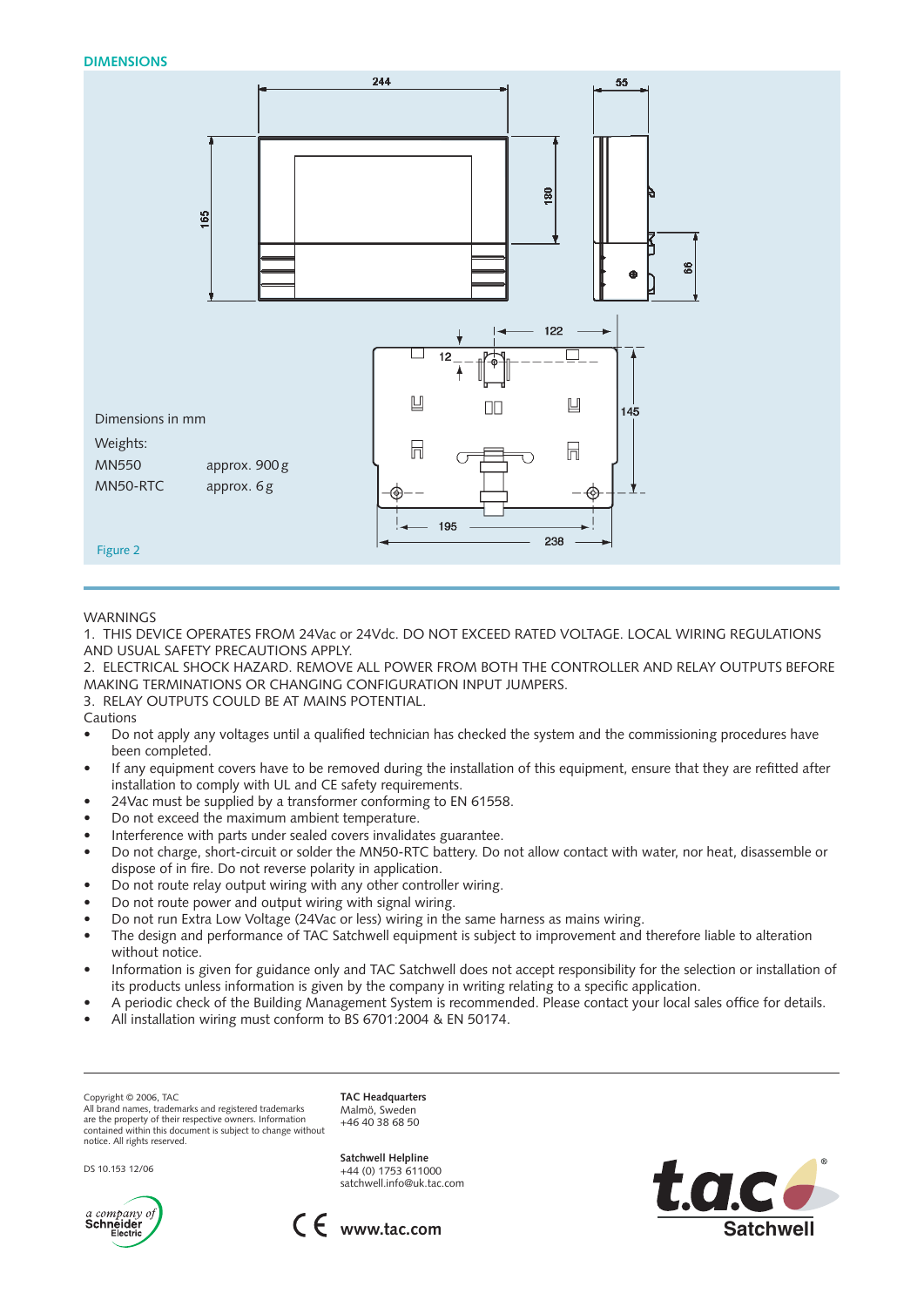## DIMENSIONS

244

55

165

130

66

122

12

145

195

238

Dimensions in mm

Weights:

| | |
|---|---|
| MN550 | approx. 900 g |
| MN50-RTC | approx. 6 g |

Figure 2

WARNINGS

1. THIS DEVICE OPERATES FROM 24Vac or 24Vdc. DO NOT EXCEED RATED VOLTAGE. LOCAL WIRING REGULATIONS AND USUAL SAFETY PRECAUTIONS APPLY.
2. ELECTRICAL SHOCK HAZARD. REMOVE ALL POWER FROM BOTH THE CONTROLLER AND RELAY OUTPUTS BEFORE MAKING TERMINATIONS OR CHANGING CONFIGURATION INPUT JUMPERS.
3. RELAY OUTPUTS COULD BE AT MAINS POTENTIAL.

Cautions

- Do not apply any voltages until a qualified technician has checked the system and the commissioning procedures have been completed.
- If any equipment covers have to be removed during the installation of this equipment, ensure that they are refitted after installation to comply with UL and CE safety requirements.
- 24Vac must be supplied by a transformer conforming to EN 61558.
- Do not exceed the maximum ambient temperature.
- Interference with parts under sealed covers invalidates guarantee.
- Do not charge, short-circuit or solder the MN50-RTC battery. Do not allow contact with water, nor heat, disassemble or dispose of in fire. Do not reverse polarity in application.
- Do not route relay output wiring with any other controller wiring.
- Do not route power and output wiring with signal wiring.
- Do not run Extra Low Voltage (24Vac or less) wiring in the same harness as mains wiring.
- The design and performance of TAC Satchwell equipment is subject to improvement and therefore liable to alteration without notice.
- Information is given for guidance only and TAC Satchwell does not accept responsibility for the selection or installation of its products unless information is given by the company in writing relating to a specific application.
- A periodic check of the Building Management System is recommended. Please contact your local sales office for details.
- All installation wiring must conform to BS 6701:2004 & EN 50174.

Copyright © 2006, TAC
All brand names, trademarks and registered trademarks are the property of their respective owners. Information contained within this document is subject to change without notice. All rights reserved.

DS 10.153 12/06

**TAC Headquarters**
Malmö, Sweden
+46 40 38 68 50

**Satchwell Helpline**
+44 (0) 1753 611000
satchwell.info@uk.tac.com

a company of Schneider Electric

CE **www.tac.com**

t.a.c Satchwell